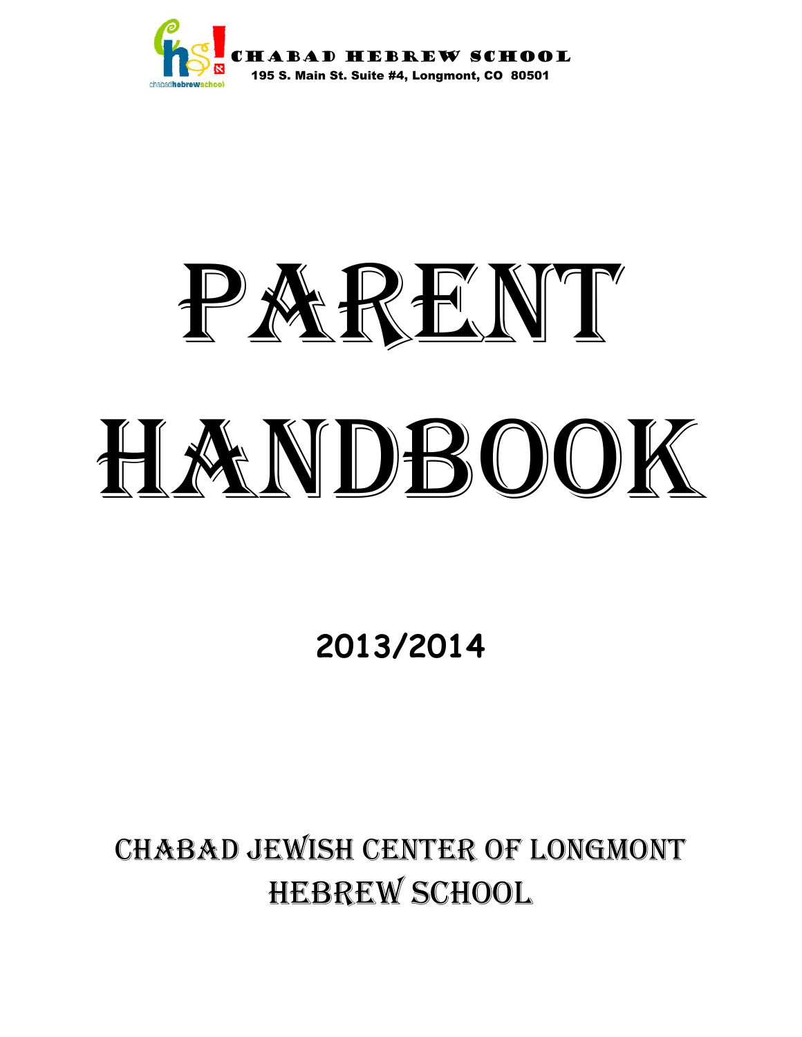CHABAD HEBREW SCHOOL

195 S. Main St. Suite #4, Longmont, CO 80501

# PARENT HANDBOOK

**2013/2014**

## CHABAD JEWISH CENTER OF LONGMONT HEBREW SCHOOL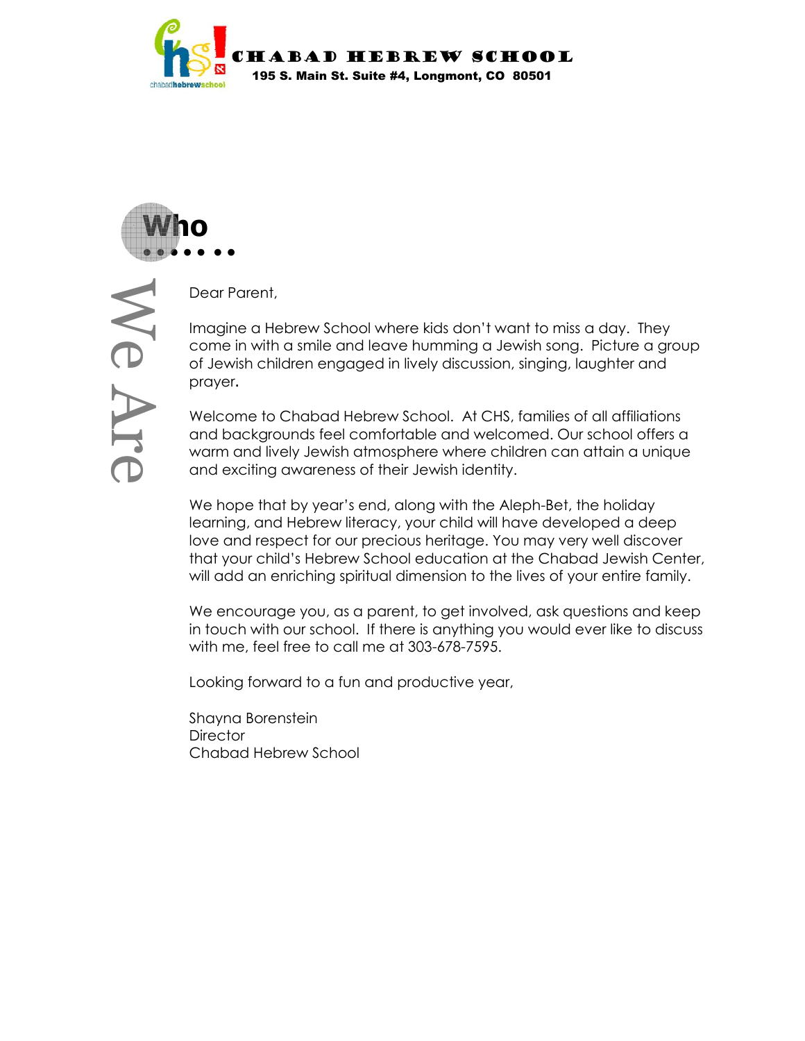# CHABAD HEBREW SCHOOL

**195 S. Main St. Suite #4, Longmont, CO 80501**

## Who We Are . . . . . . .

Dear Parent,

Imagine a Hebrew School where kids don't want to miss a day. They come in with a smile and leave humming a Jewish song. Picture a group of Jewish children engaged in lively discussion, singing, laughter and prayer.

Welcome to Chabad Hebrew School. At CHS, families of all affiliations and backgrounds feel comfortable and welcomed. Our school offers a warm and lively Jewish atmosphere where children can attain a unique and exciting awareness of their Jewish identity.

We hope that by year's end, along with the Aleph-Bet, the holiday learning, and Hebrew literacy, your child will have developed a deep love and respect for our precious heritage. You may very well discover that your child's Hebrew School education at the Chabad Jewish Center, will add an enriching spiritual dimension to the lives of your entire family.

We encourage you, as a parent, to get involved, ask questions and keep in touch with our school. If there is anything you would ever like to discuss with me, feel free to call me at 303-678-7595.

Looking forward to a fun and productive year,

Shayna Borenstein
Director
Chabad Hebrew School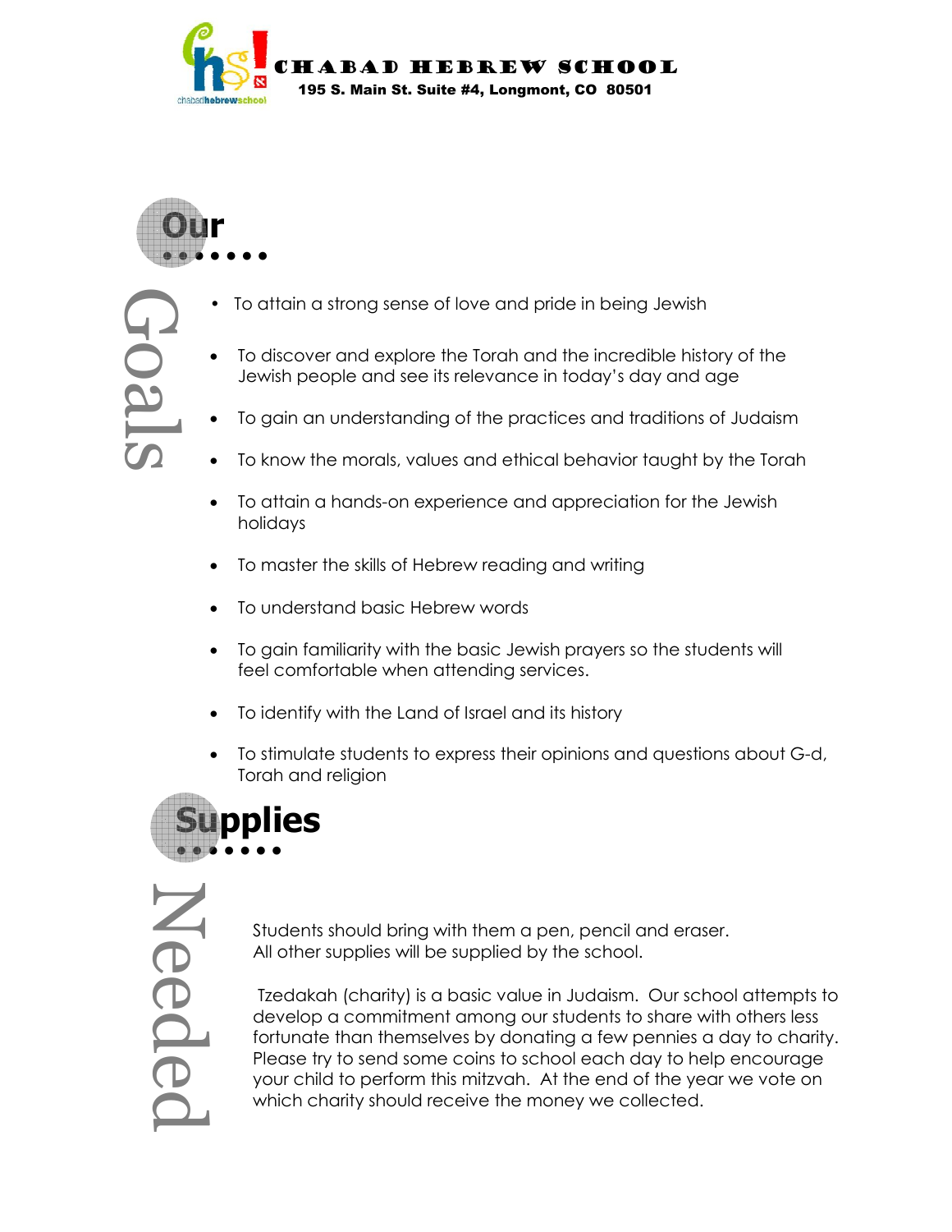# CHABAD HEBREW SCHOOL

**195 S. Main St. Suite #4, Longmont, CO 80501**

## Our Goals

- To attain a strong sense of love and pride in being Jewish
- To discover and explore the Torah and the incredible history of the Jewish people and see its relevance in today's day and age
- To gain an understanding of the practices and traditions of Judaism
- To know the morals, values and ethical behavior taught by the Torah
- To attain a hands-on experience and appreciation for the Jewish holidays
- To master the skills of Hebrew reading and writing
- To understand basic Hebrew words
- To gain familiarity with the basic Jewish prayers so the students will feel comfortable when attending services.
- To identify with the Land of Israel and its history
- To stimulate students to express their opinions and questions about G-d, Torah and religion

## Supplies Needed

Students should bring with them a pen, pencil and eraser.
All other supplies will be supplied by the school.

Tzedakah (charity) is a basic value in Judaism. Our school attempts to develop a commitment among our students to share with others less fortunate than themselves by donating a few pennies a day to charity. Please try to send some coins to school each day to help encourage your child to perform this mitzvah. At the end of the year we vote on which charity should receive the money we collected.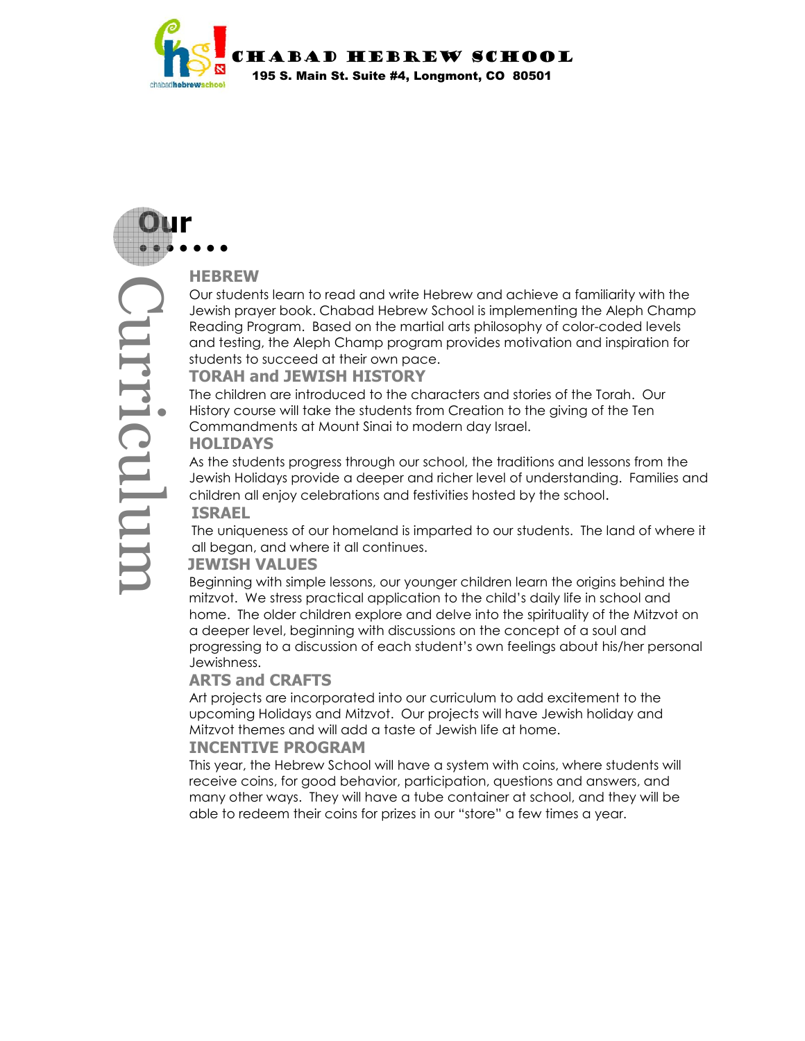# CHABAD HEBREW SCHOOL

**195 S. Main St. Suite #4, Longmont, CO 80501**

## Our Curriculum

### HEBREW

Our students learn to read and write Hebrew and achieve a familiarity with the Jewish prayer book. Chabad Hebrew School is implementing the Aleph Champ Reading Program. Based on the martial arts philosophy of color-coded levels and testing, the Aleph Champ program provides motivation and inspiration for students to succeed at their own pace.

### TORAH and JEWISH HISTORY

The children are introduced to the characters and stories of the Torah. Our History course will take the students from Creation to the giving of the Ten Commandments at Mount Sinai to modern day Israel.

### HOLIDAYS

As the students progress through our school, the traditions and lessons from the Jewish Holidays provide a deeper and richer level of understanding. Families and children all enjoy celebrations and festivities hosted by the school.

### ISRAEL

The uniqueness of our homeland is imparted to our students. The land of where it all began, and where it all continues.

### JEWISH VALUES

Beginning with simple lessons, our younger children learn the origins behind the mitzvot. We stress practical application to the child's daily life in school and home. The older children explore and delve into the spirituality of the Mitzvot on a deeper level, beginning with discussions on the concept of a soul and progressing to a discussion of each student's own feelings about his/her personal Jewishness.

### ARTS and CRAFTS

Art projects are incorporated into our curriculum to add excitement to the upcoming Holidays and Mitzvot. Our projects will have Jewish holiday and Mitzvot themes and will add a taste of Jewish life at home.

### INCENTIVE PROGRAM

This year, the Hebrew School will have a system with coins, where students will receive coins, for good behavior, participation, questions and answers, and many other ways. They will have a tube container at school, and they will be able to redeem their coins for prizes in our "store" a few times a year.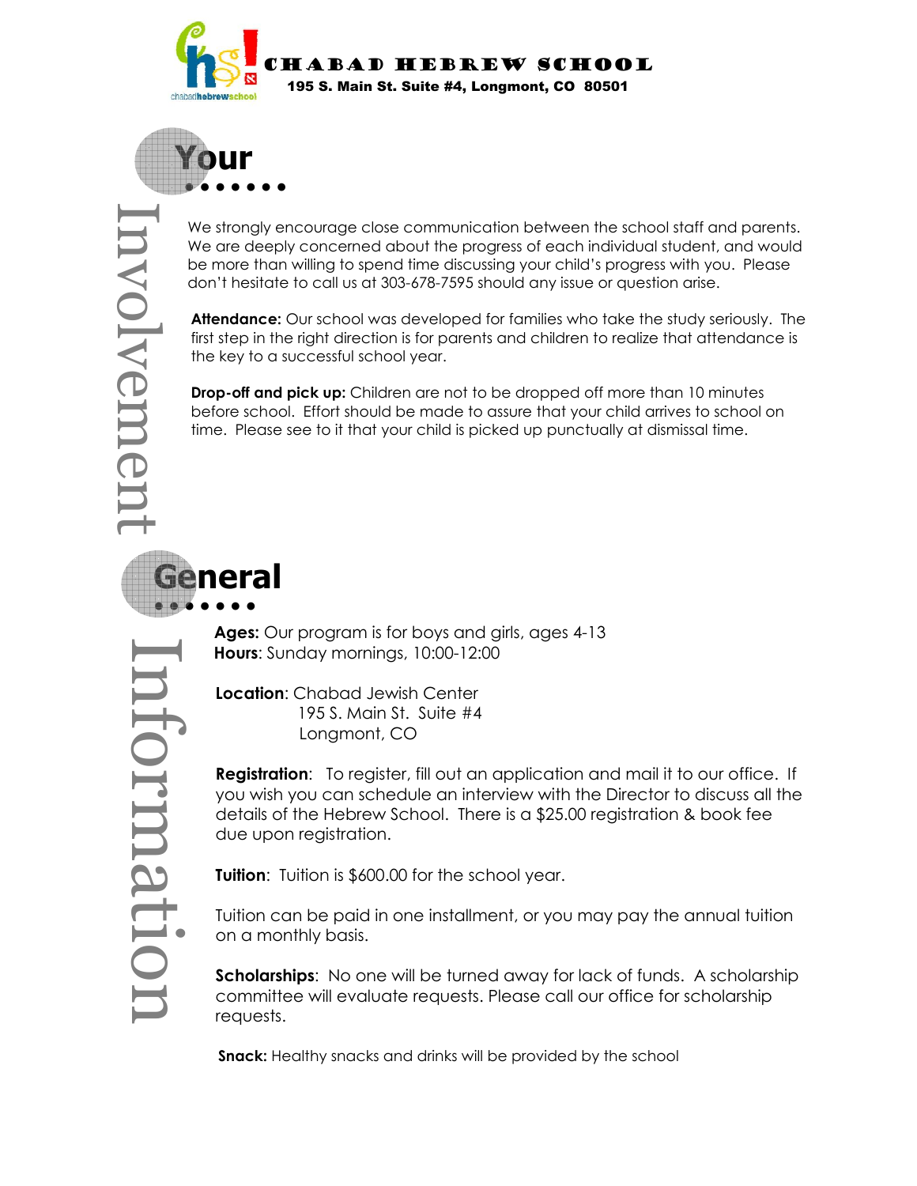# CHABAD HEBREW SCHOOL

195 S. Main St. Suite #4, Longmont, CO 80501

## Your Involvement

We strongly encourage close communication between the school staff and parents. We are deeply concerned about the progress of each individual student, and would be more than willing to spend time discussing your child's progress with you. Please don't hesitate to call us at 303-678-7595 should any issue or question arise.

**Attendance:** Our school was developed for families who take the study seriously. The first step in the right direction is for parents and children to realize that attendance is the key to a successful school year.

**Drop-off and pick up:** Children are not to be dropped off more than 10 minutes before school. Effort should be made to assure that your child arrives to school on time. Please see to it that your child is picked up punctually at dismissal time.

## General Information

**Ages:** Our program is for boys and girls, ages 4-13
**Hours**: Sunday mornings, 10:00-12:00

**Location**: Chabad Jewish Center
195 S. Main St. Suite #4
Longmont, CO

**Registration**: To register, fill out an application and mail it to our office. If you wish you can schedule an interview with the Director to discuss all the details of the Hebrew School. There is a $25.00 registration & book fee due upon registration.

**Tuition**: Tuition is $600.00 for the school year.

Tuition can be paid in one installment, or you may pay the annual tuition on a monthly basis.

**Scholarships**: No one will be turned away for lack of funds. A scholarship committee will evaluate requests. Please call our office for scholarship requests.

**Snack:** Healthy snacks and drinks will be provided by the school